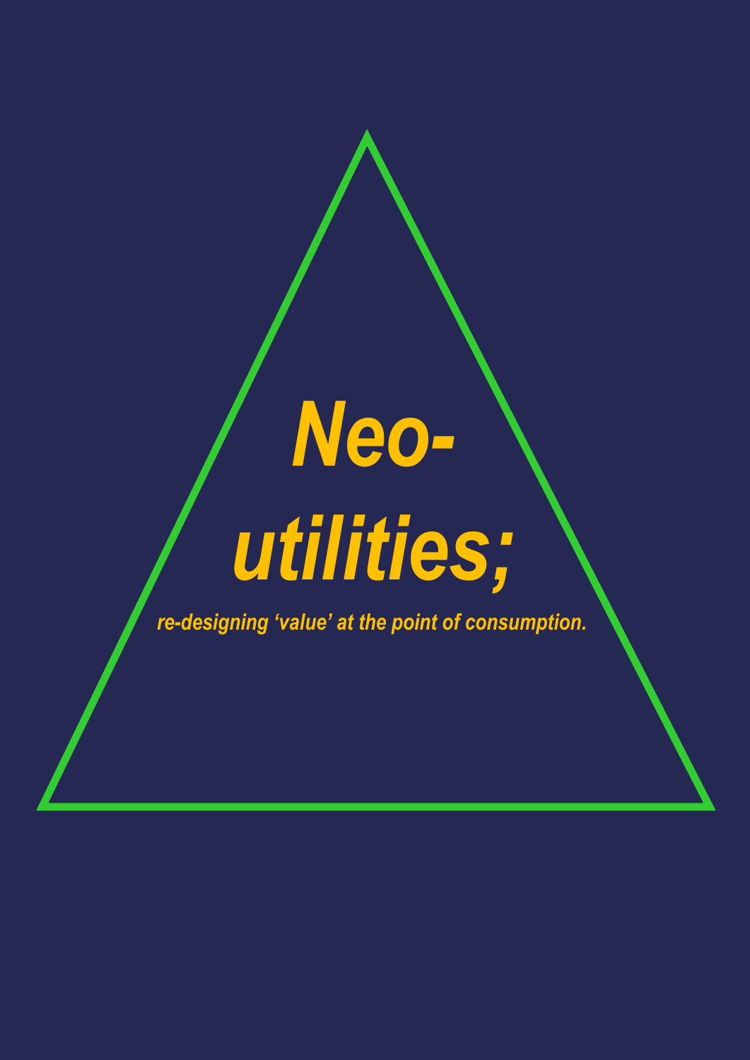# *Neo-utilities;*

***re-designing 'value' at the point of consumption.***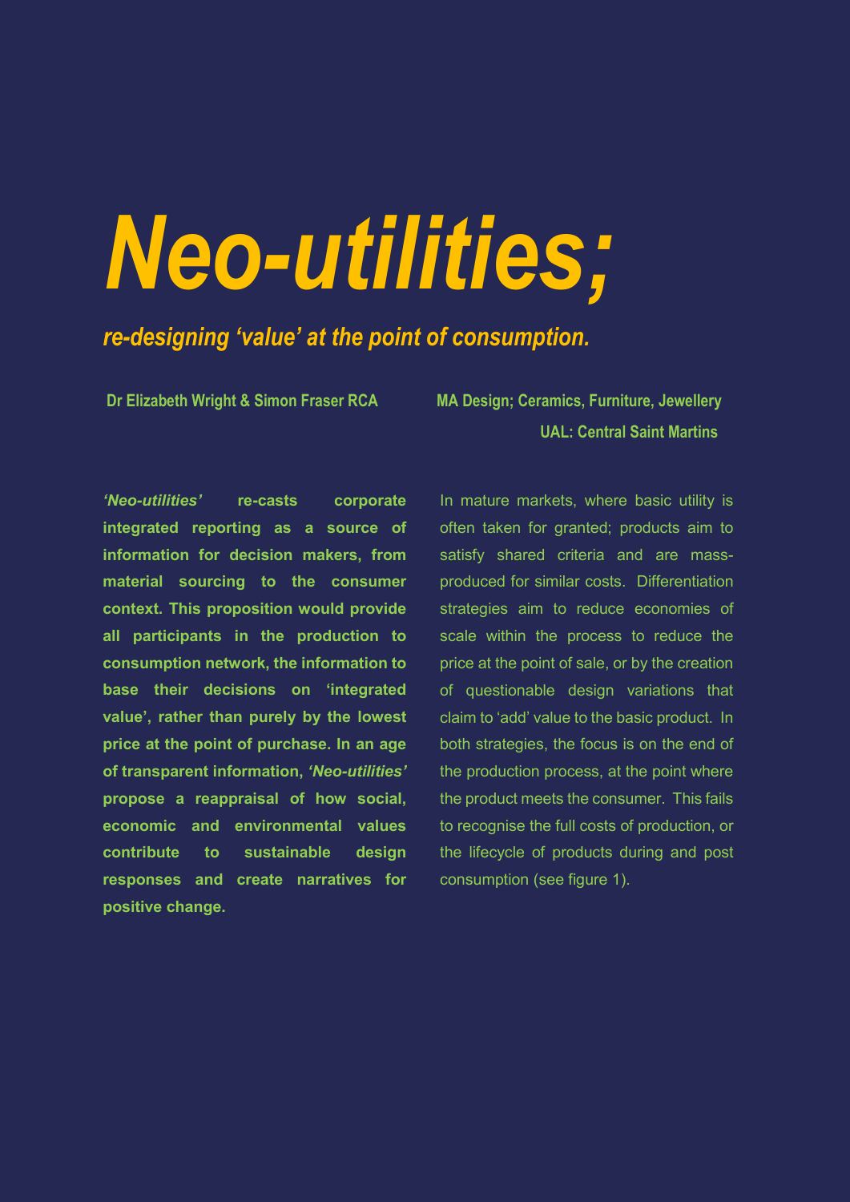# *Neo-utilities;*

## *re-designing 'value' at the point of consumption.*

**Dr Elizabeth Wright & Simon Fraser RCA**

**MA Design; Ceramics, Furniture, Jewellery**
**UAL: Central Saint Martins**

***'Neo-utilities'* re-casts corporate integrated reporting as a source of information for decision makers, from material sourcing to the consumer context. This proposition would provide all participants in the production to consumption network, the information to base their decisions on 'integrated value', rather than purely by the lowest price at the point of purchase. In an age of transparent information, *'Neo-utilities'* propose a reappraisal of how social, economic and environmental values contribute to sustainable design responses and create narratives for positive change.**

In mature markets, where basic utility is often taken for granted; products aim to satisfy shared criteria and are mass-produced for similar costs. Differentiation strategies aim to reduce economies of scale within the process to reduce the price at the point of sale, or by the creation of questionable design variations that claim to 'add' value to the basic product. In both strategies, the focus is on the end of the production process, at the point where the product meets the consumer. This fails to recognise the full costs of production, or the lifecycle of products during and post consumption (see figure 1).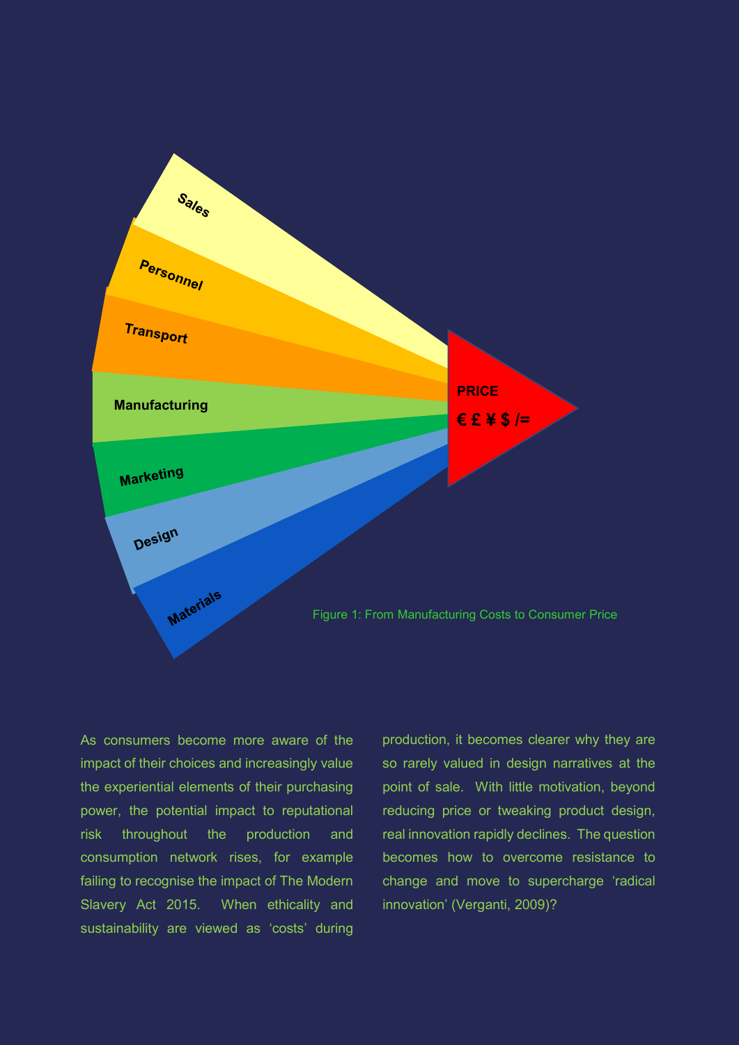Figure 1: From Manufacturing Costs to Consumer Price

As consumers become more aware of the impact of their choices and increasingly value the experiential elements of their purchasing power, the potential impact to reputational risk throughout the production and consumption network rises, for example failing to recognise the impact of The Modern Slavery Act 2015. When ethicality and sustainability are viewed as 'costs' during production, it becomes clearer why they are so rarely valued in design narratives at the point of sale. With little motivation, beyond reducing price or tweaking product design, real innovation rapidly declines. The question becomes how to overcome resistance to change and move to supercharge 'radical innovation' (Verganti, 2009)?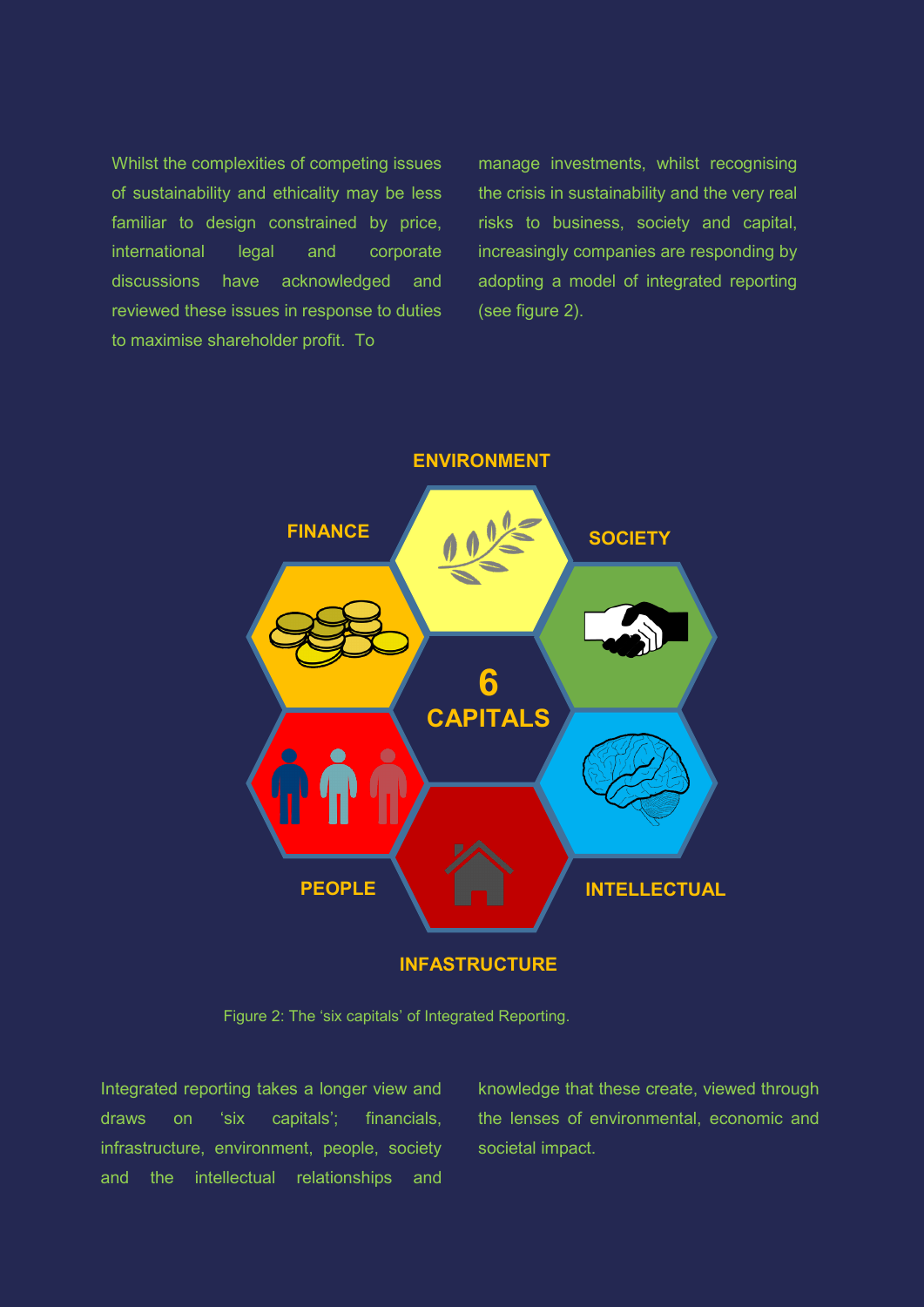Whilst the complexities of competing issues of sustainability and ethicality may be less familiar to design constrained by price, international legal and corporate discussions have acknowledged and reviewed these issues in response to duties to maximise shareholder profit. To manage investments, whilst recognising the crisis in sustainability and the very real risks to business, society and capital, increasingly companies are responding by adopting a model of integrated reporting (see figure 2).

ENVIRONMENT

FINANCE

SOCIETY

6 CAPITALS

PEOPLE

INTELLECTUAL

INFASTRUCTURE

Figure 2: The 'six capitals' of Integrated Reporting.

Integrated reporting takes a longer view and draws on 'six capitals'; financials, infrastructure, environment, people, society and the intellectual relationships and knowledge that these create, viewed through the lenses of environmental, economic and societal impact.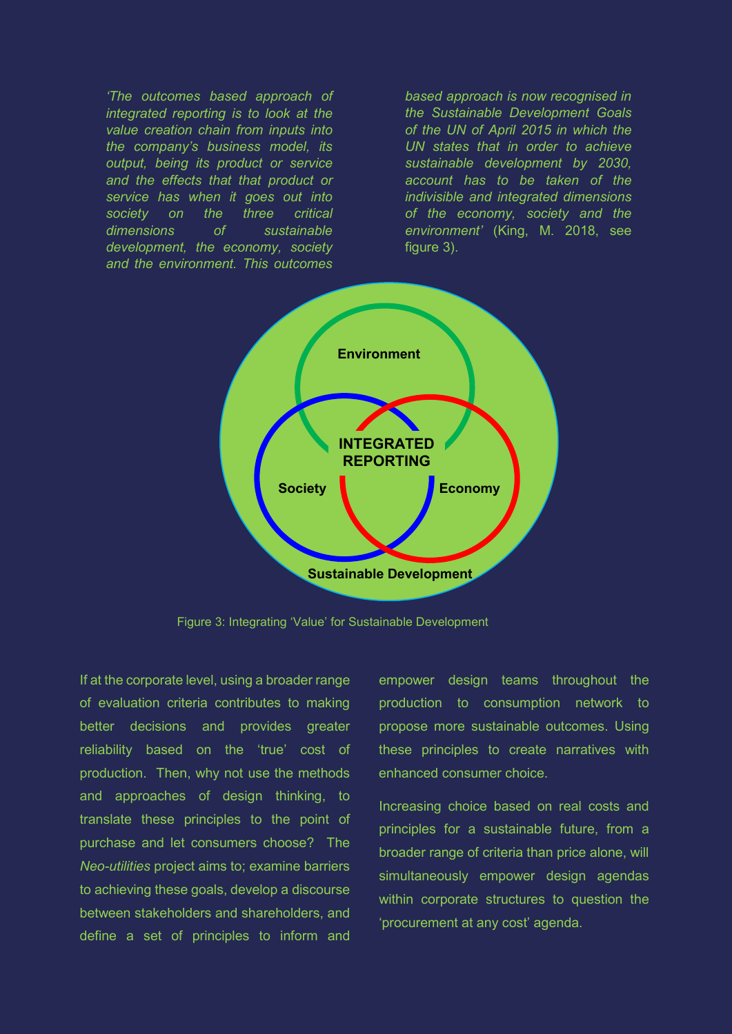*'The outcomes based approach of integrated reporting is to look at the value creation chain from inputs into the company's business model, its output, being its product or service and the effects that that product or service has when it goes out into society on the three critical dimensions of sustainable development, the economy, society and the environment. This outcomes based approach is now recognised in the Sustainable Development Goals of the UN of April 2015 in which the UN states that in order to achieve sustainable development by 2030, account has to be taken of the indivisible and integrated dimensions of the economy, society and the environment'* (King, M. 2018, see figure 3).

Figure 3: Integrating 'Value' for Sustainable Development

If at the corporate level, using a broader range of evaluation criteria contributes to making better decisions and provides greater reliability based on the 'true' cost of production. Then, why not use the methods and approaches of design thinking, to translate these principles to the point of purchase and let consumers choose? The *Neo-utilities* project aims to; examine barriers to achieving these goals, develop a discourse between stakeholders and shareholders, and define a set of principles to inform and empower design teams throughout the production to consumption network to propose more sustainable outcomes. Using these principles to create narratives with enhanced consumer choice.

Increasing choice based on real costs and principles for a sustainable future, from a broader range of criteria than price alone, will simultaneously empower design agendas within corporate structures to question the 'procurement at any cost' agenda.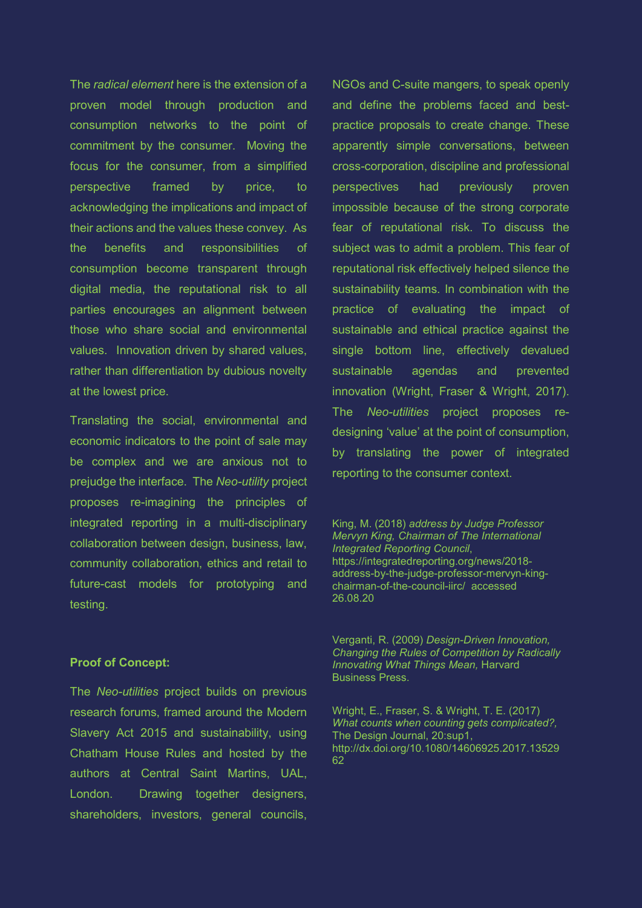The *radical element* here is the extension of a proven model through production and consumption networks to the point of commitment by the consumer. Moving the focus for the consumer, from a simplified perspective framed by price, to acknowledging the implications and impact of their actions and the values these convey. As the benefits and responsibilities of consumption become transparent through digital media, the reputational risk to all parties encourages an alignment between those who share social and environmental values. Innovation driven by shared values, rather than differentiation by dubious novelty at the lowest price.

Translating the social, environmental and economic indicators to the point of sale may be complex and we are anxious not to prejudge the interface. The *Neo-utility* project proposes re-imagining the principles of integrated reporting in a multi-disciplinary collaboration between design, business, law, community collaboration, ethics and retail to future-cast models for prototyping and testing.

**Proof of Concept:**

The *Neo-utilities* project builds on previous research forums, framed around the Modern Slavery Act 2015 and sustainability, using Chatham House Rules and hosted by the authors at Central Saint Martins, UAL, London. Drawing together designers, shareholders, investors, general councils, NGOs and C-suite mangers, to speak openly and define the problems faced and best-practice proposals to create change. These apparently simple conversations, between cross-corporation, discipline and professional perspectives had previously proven impossible because of the strong corporate fear of reputational risk. To discuss the subject was to admit a problem. This fear of reputational risk effectively helped silence the sustainability teams. In combination with the practice of evaluating the impact of sustainable and ethical practice against the single bottom line, effectively devalued sustainable agendas and prevented innovation (Wright, Fraser & Wright, 2017). The *Neo-utilities* project proposes re-designing 'value' at the point of consumption, by translating the power of integrated reporting to the consumer context.

King, M. (2018) *address by Judge Professor Mervyn King, Chairman of The International Integrated Reporting Council*, https://integratedreporting.org/news/2018-address-by-the-judge-professor-mervyn-king-chairman-of-the-council-iirc/ accessed 26.08.20

Verganti, R. (2009) *Design-Driven Innovation, Changing the Rules of Competition by Radically Innovating What Things Mean,* Harvard Business Press.

Wright, E., Fraser, S. & Wright, T. E. (2017) *What counts when counting gets complicated?,* The Design Journal, 20:sup1, http://dx.doi.org/10.1080/14606925.2017.1352962